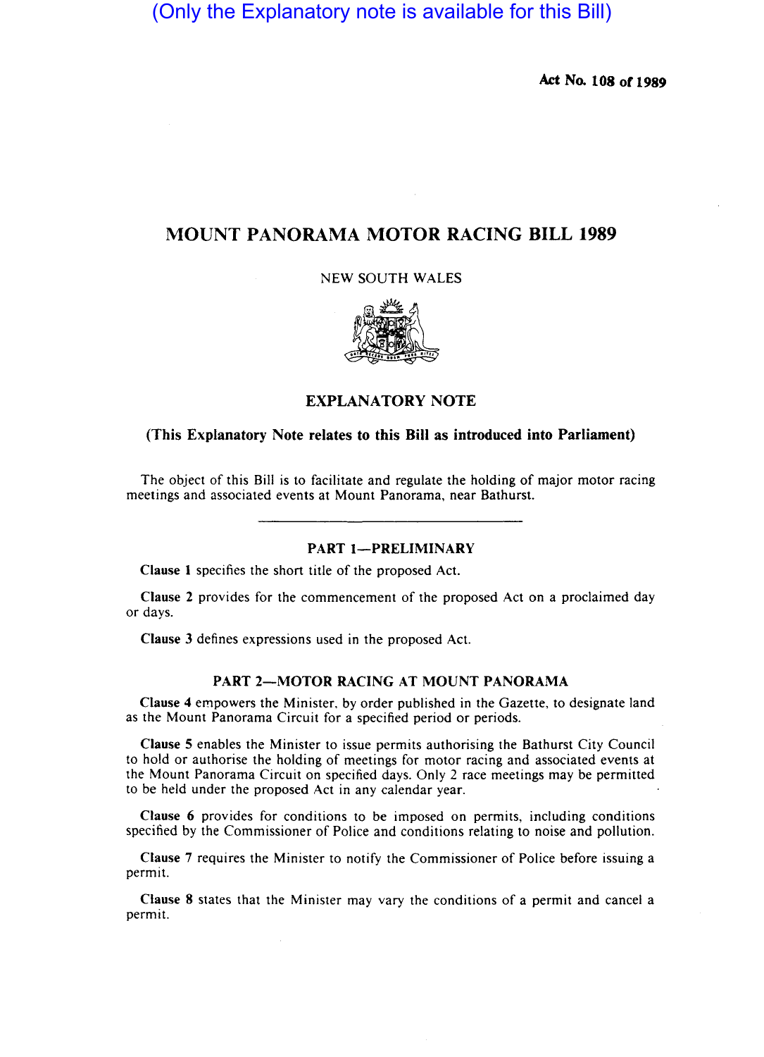(Only the Explanatory note is available for this Bill)

Act No. 108 of 1989

# MOUNT PANORAMA MOTOR RACING BILL 1989

NEW SOUTH WALES

## EXPLANATORY NOTE

**(This Explanatory Note relates to this Bill as introduced into Parliament)**

The object of this Bill is to facilitate and regulate the holding of major motor racing meetings and associated events at Mount Panorama, near Bathurst.

---

### PART 1—PRELIMINARY

**Clause 1** specifies the short title of the proposed Act.

**Clause 2** provides for the commencement of the proposed Act on a proclaimed day or days.

**Clause 3** defines expressions used in the proposed Act.

### PART 2—MOTOR RACING AT MOUNT PANORAMA

**Clause 4** empowers the Minister, by order published in the Gazette, to designate land as the Mount Panorama Circuit for a specified period or periods.

**Clause 5** enables the Minister to issue permits authorising the Bathurst City Council to hold or authorise the holding of meetings for motor racing and associated events at the Mount Panorama Circuit on specified days. Only 2 race meetings may be permitted to be held under the proposed Act in any calendar year.

**Clause 6** provides for conditions to be imposed on permits, including conditions specified by the Commissioner of Police and conditions relating to noise and pollution.

**Clause 7** requires the Minister to notify the Commissioner of Police before issuing a permit.

**Clause 8** states that the Minister may vary the conditions of a permit and cancel a permit.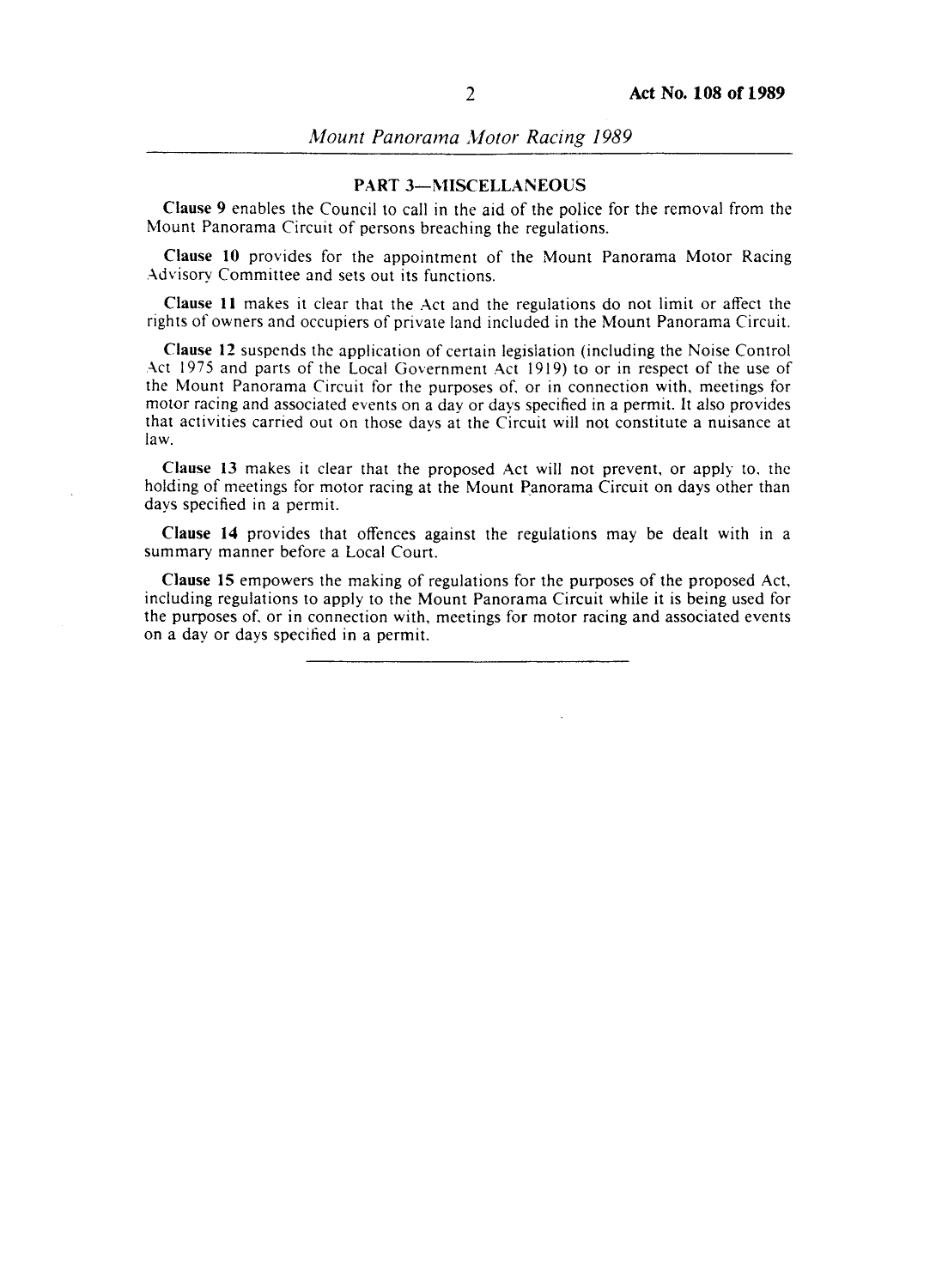## PART 3—MISCELLANEOUS

**Clause 9** enables the Council to call in the aid of the police for the removal from the Mount Panorama Circuit of persons breaching the regulations.

**Clause 10** provides for the appointment of the Mount Panorama Motor Racing Advisory Committee and sets out its functions.

**Clause 11** makes it clear that the Act and the regulations do not limit or affect the rights of owners and occupiers of private land included in the Mount Panorama Circuit.

**Clause 12** suspends the application of certain legislation (including the Noise Control Act 1975 and parts of the Local Government Act 1919) to or in respect of the use of the Mount Panorama Circuit for the purposes of, or in connection with, meetings for motor racing and associated events on a day or days specified in a permit. It also provides that activities carried out on those days at the Circuit will not constitute a nuisance at law.

**Clause 13** makes it clear that the proposed Act will not prevent, or apply to, the holding of meetings for motor racing at the Mount Panorama Circuit on days other than days specified in a permit.

**Clause 14** provides that offences against the regulations may be dealt with in a summary manner before a Local Court.

**Clause 15** empowers the making of regulations for the purposes of the proposed Act, including regulations to apply to the Mount Panorama Circuit while it is being used for the purposes of, or in connection with, meetings for motor racing and associated events on a day or days specified in a permit.